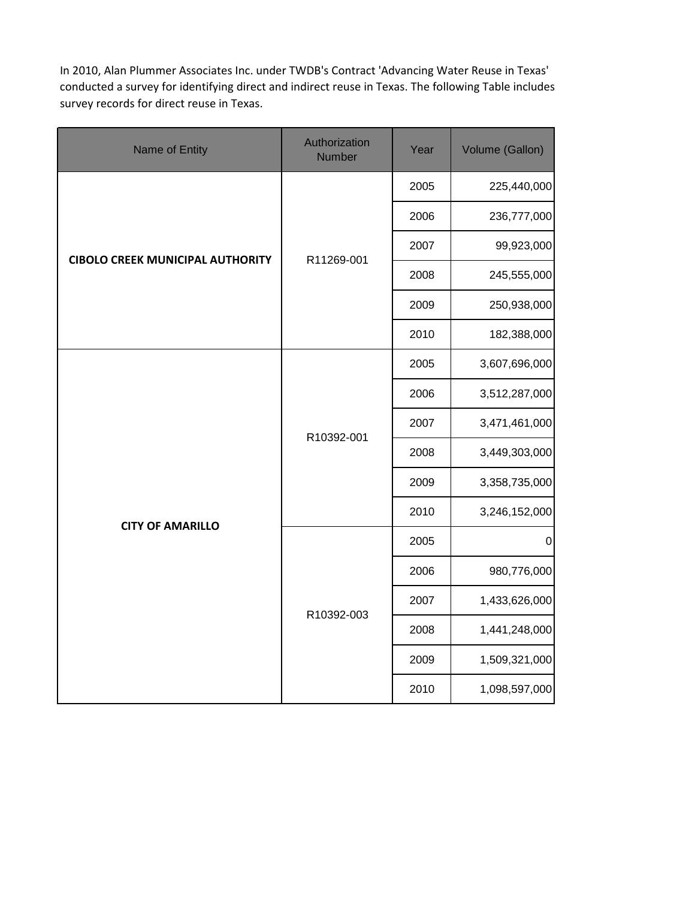In 2010, Alan Plummer Associates Inc. under TWDB's Contract 'Advancing Water Reuse in Texas' conducted a survey for identifying direct and indirect reuse in Texas. The following Table includes survey records for direct reuse in Texas.

| Name of Entity | Authorization Number | Year | Volume (Gallon) |
|---|---|---|---|
| **CIBOLO CREEK MUNICIPAL AUTHORITY** | R11269-001 | 2005 | 225,440,000 |
| | | 2006 | 236,777,000 |
| | | 2007 | 99,923,000 |
| | | 2008 | 245,555,000 |
| | | 2009 | 250,938,000 |
| | | 2010 | 182,388,000 |
| **CITY OF AMARILLO** | R10392-001 | 2005 | 3,607,696,000 |
| | | 2006 | 3,512,287,000 |
| | | 2007 | 3,471,461,000 |
| | | 2008 | 3,449,303,000 |
| | | 2009 | 3,358,735,000 |
| | | 2010 | 3,246,152,000 |
| | R10392-003 | 2005 | 0 |
| | | 2006 | 980,776,000 |
| | | 2007 | 1,433,626,000 |
| | | 2008 | 1,441,248,000 |
| | | 2009 | 1,509,321,000 |
| | | 2010 | 1,098,597,000 |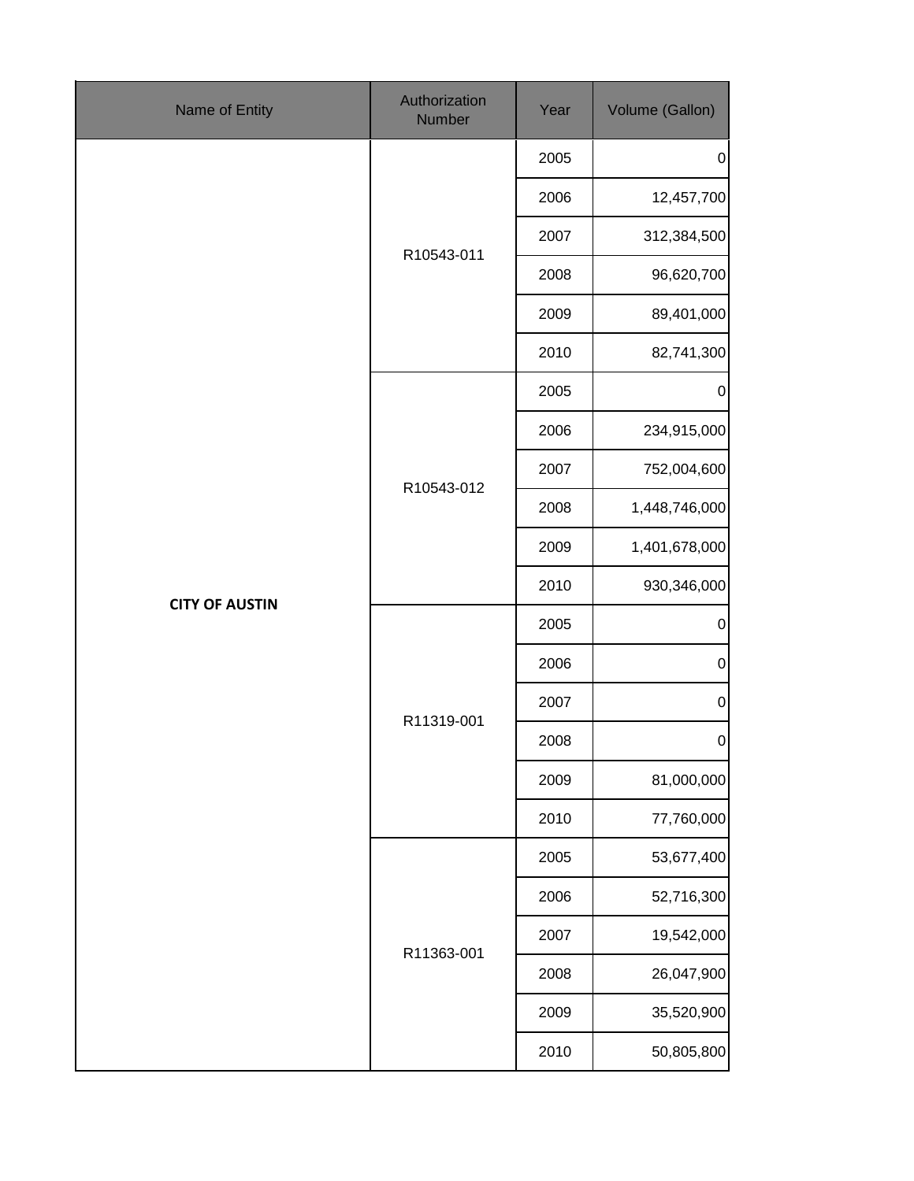| Name of Entity | Authorization Number | Year | Volume (Gallon) |
|---|---|---|---|
| **CITY OF AUSTIN** | R10543-011 | 2005 | 0 |
| | | 2006 | 12,457,700 |
| | | 2007 | 312,384,500 |
| | | 2008 | 96,620,700 |
| | | 2009 | 89,401,000 |
| | | 2010 | 82,741,300 |
| | R10543-012 | 2005 | 0 |
| | | 2006 | 234,915,000 |
| | | 2007 | 752,004,600 |
| | | 2008 | 1,448,746,000 |
| | | 2009 | 1,401,678,000 |
| | | 2010 | 930,346,000 |
| | R11319-001 | 2005 | 0 |
| | | 2006 | 0 |
| | | 2007 | 0 |
| | | 2008 | 0 |
| | | 2009 | 81,000,000 |
| | | 2010 | 77,760,000 |
| | R11363-001 | 2005 | 53,677,400 |
| | | 2006 | 52,716,300 |
| | | 2007 | 19,542,000 |
| | | 2008 | 26,047,900 |
| | | 2009 | 35,520,900 |
| | | 2010 | 50,805,800 |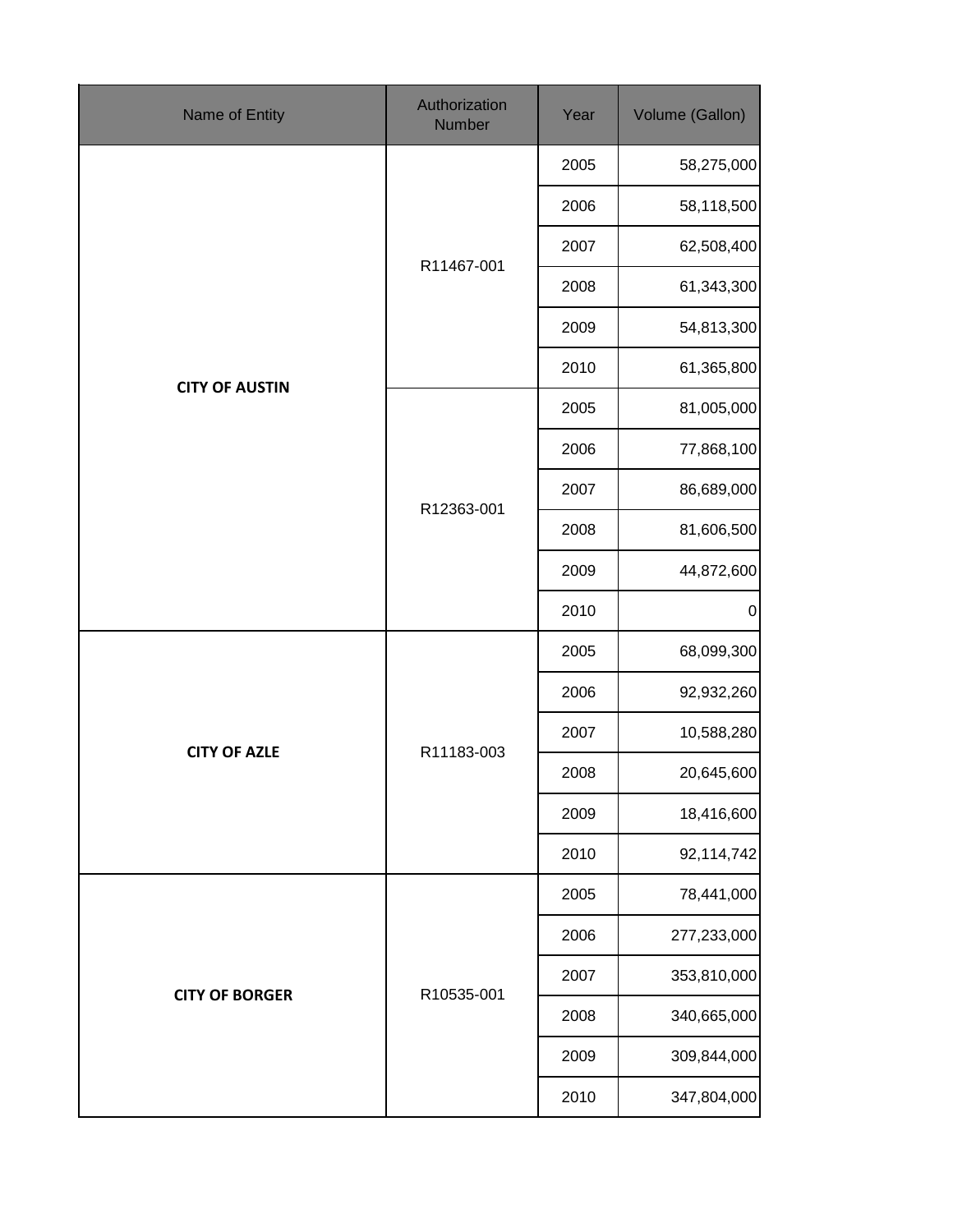| Name of Entity | Authorization Number | Year | Volume (Gallon) |
| --- | --- | --- | --- |
| **CITY OF AUSTIN** | R11467-001 | 2005 | 58,275,000 |
| | | 2006 | 58,118,500 |
| | | 2007 | 62,508,400 |
| | | 2008 | 61,343,300 |
| | | 2009 | 54,813,300 |
| | | 2010 | 61,365,800 |
| | R12363-001 | 2005 | 81,005,000 |
| | | 2006 | 77,868,100 |
| | | 2007 | 86,689,000 |
| | | 2008 | 81,606,500 |
| | | 2009 | 44,872,600 |
| | | 2010 | 0 |
| **CITY OF AZLE** | R11183-003 | 2005 | 68,099,300 |
| | | 2006 | 92,932,260 |
| | | 2007 | 10,588,280 |
| | | 2008 | 20,645,600 |
| | | 2009 | 18,416,600 |
| | | 2010 | 92,114,742 |
| **CITY OF BORGER** | R10535-001 | 2005 | 78,441,000 |
| | | 2006 | 277,233,000 |
| | | 2007 | 353,810,000 |
| | | 2008 | 340,665,000 |
| | | 2009 | 309,844,000 |
| | | 2010 | 347,804,000 |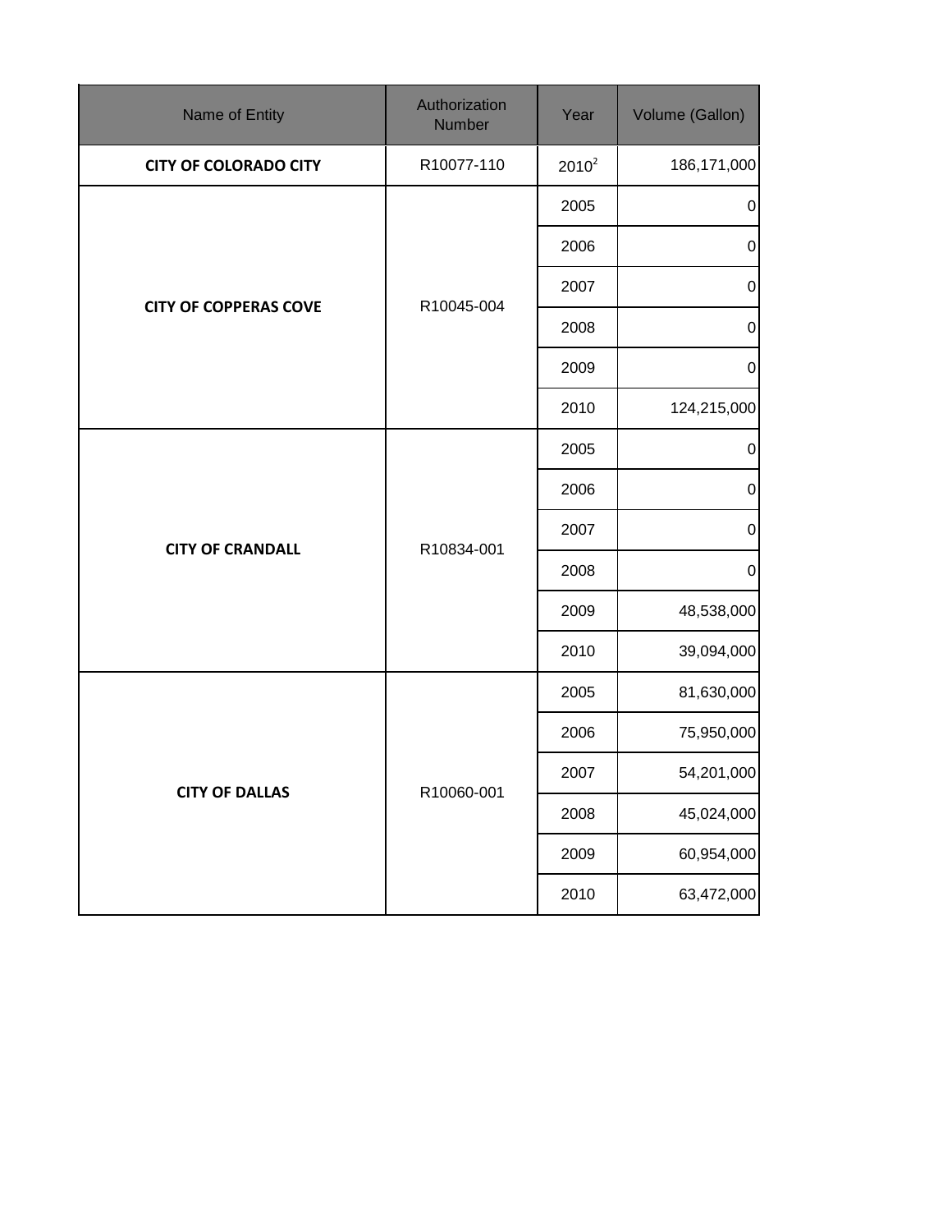| Name of Entity | Authorization Number | Year | Volume (Gallon) |
|---|---|---|---|
| **CITY OF COLORADO CITY** | R10077-110 | 2010[2] | 186,171,000 |
| **CITY OF COPPERAS COVE** | R10045-004 | 2005 | 0 |
| | | 2006 | 0 |
| | | 2007 | 0 |
| | | 2008 | 0 |
| | | 2009 | 0 |
| | | 2010 | 124,215,000 |
| **CITY OF CRANDALL** | R10834-001 | 2005 | 0 |
| | | 2006 | 0 |
| | | 2007 | 0 |
| | | 2008 | 0 |
| | | 2009 | 48,538,000 |
| | | 2010 | 39,094,000 |
| **CITY OF DALLAS** | R10060-001 | 2005 | 81,630,000 |
| | | 2006 | 75,950,000 |
| | | 2007 | 54,201,000 |
| | | 2008 | 45,024,000 |
| | | 2009 | 60,954,000 |
| | | 2010 | 63,472,000 |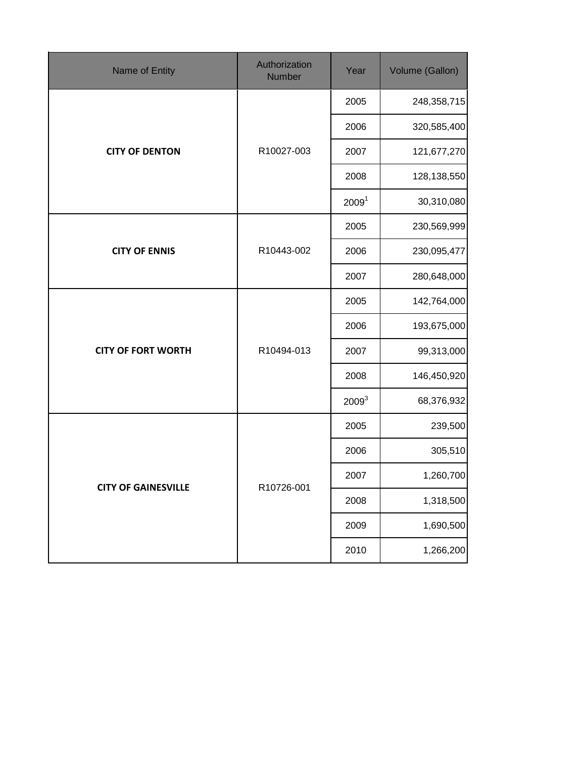| Name of Entity | Authorization Number | Year | Volume (Gallon) |
|---|---|---|---|
| **CITY OF DENTON** | R10027-003 | 2005 | 248,358,715 |
| | | 2006 | 320,585,400 |
| | | 2007 | 121,677,270 |
| | | 2008 | 128,138,550 |
| | | 2009[1] | 30,310,080 |
| **CITY OF ENNIS** | R10443-002 | 2005 | 230,569,999 |
| | | 2006 | 230,095,477 |
| | | 2007 | 280,648,000 |
| **CITY OF FORT WORTH** | R10494-013 | 2005 | 142,764,000 |
| | | 2006 | 193,675,000 |
| | | 2007 | 99,313,000 |
| | | 2008 | 146,450,920 |
| | | 2009[3] | 68,376,932 |
| **CITY OF GAINESVILLE** | R10726-001 | 2005 | 239,500 |
| | | 2006 | 305,510 |
| | | 2007 | 1,260,700 |
| | | 2008 | 1,318,500 |
| | | 2009 | 1,690,500 |
| | | 2010 | 1,266,200 |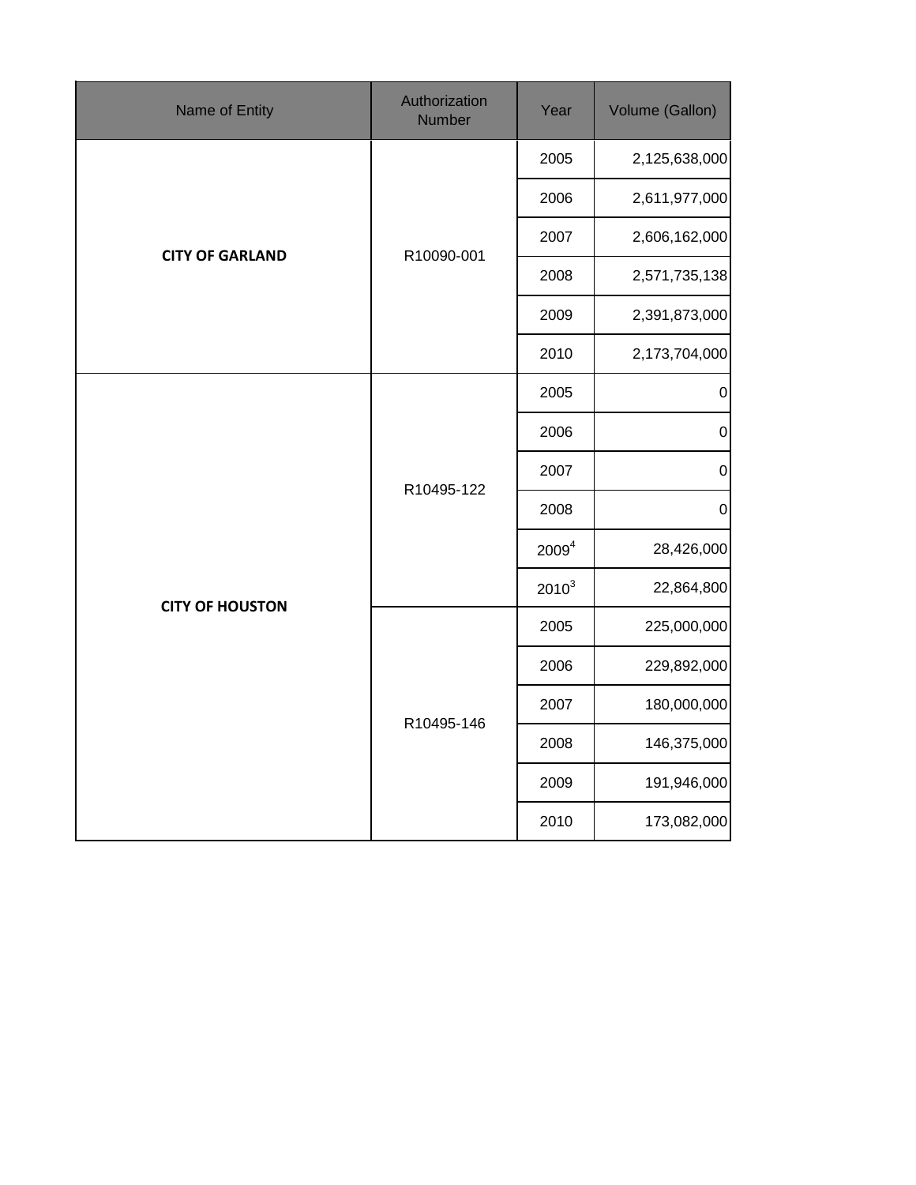| Name of Entity | Authorization Number | Year | Volume (Gallon) |
|---|---|---|---|
| **CITY OF GARLAND** | R10090-001 | 2005 | 2,125,638,000 |
| | | 2006 | 2,611,977,000 |
| | | 2007 | 2,606,162,000 |
| | | 2008 | 2,571,735,138 |
| | | 2009 | 2,391,873,000 |
| | | 2010 | 2,173,704,000 |
| **CITY OF HOUSTON** | R10495-122 | 2005 | 0 |
| | | 2006 | 0 |
| | | 2007 | 0 |
| | | 2008 | 0 |
| | | 2009[4] | 28,426,000 |
| | | 2010[3] | 22,864,800 |
| | R10495-146 | 2005 | 225,000,000 |
| | | 2006 | 229,892,000 |
| | | 2007 | 180,000,000 |
| | | 2008 | 146,375,000 |
| | | 2009 | 191,946,000 |
| | | 2010 | 173,082,000 |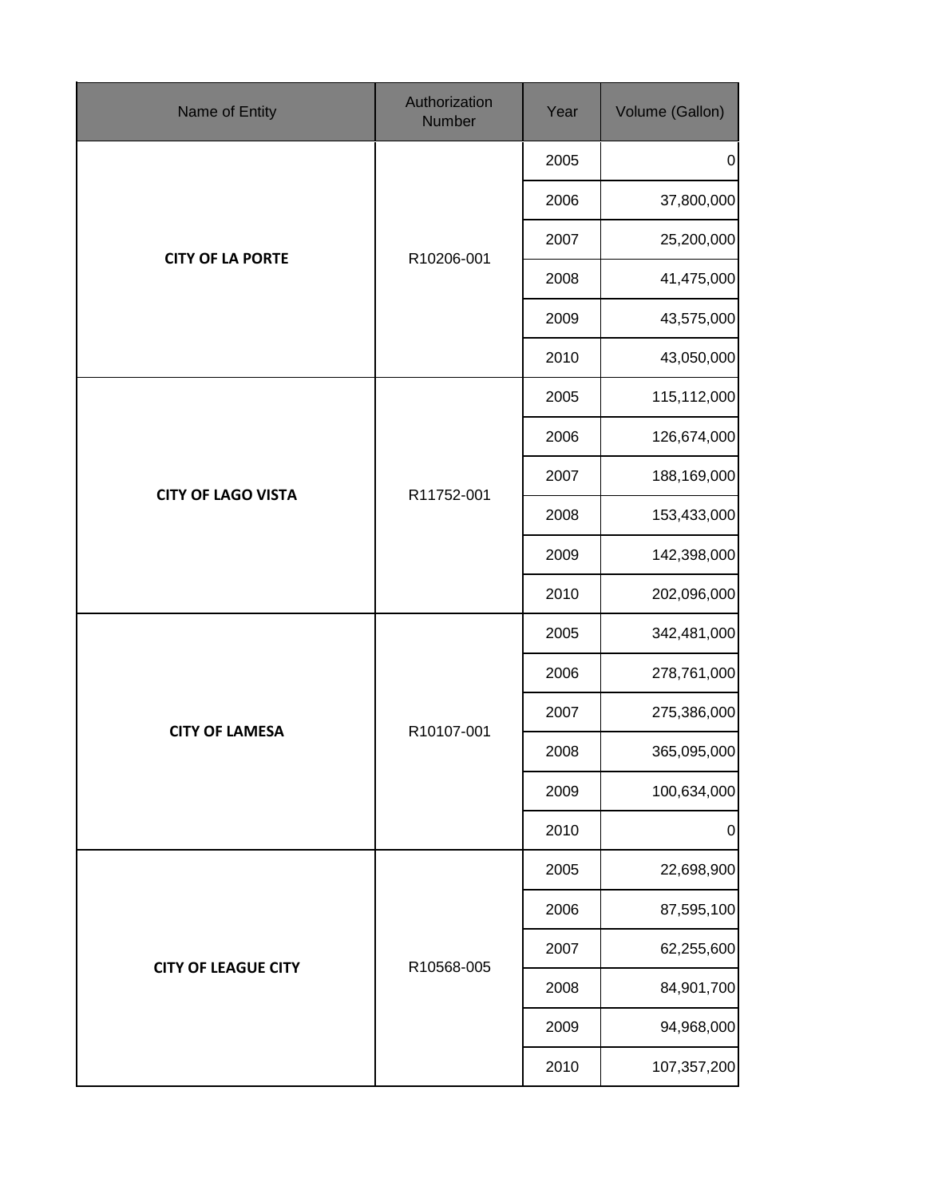| Name of Entity | Authorization Number | Year | Volume (Gallon) |
| --- | --- | --- | --- |
| **CITY OF LA PORTE** | R10206-001 | 2005 | 0 |
| | | 2006 | 37,800,000 |
| | | 2007 | 25,200,000 |
| | | 2008 | 41,475,000 |
| | | 2009 | 43,575,000 |
| | | 2010 | 43,050,000 |
| **CITY OF LAGO VISTA** | R11752-001 | 2005 | 115,112,000 |
| | | 2006 | 126,674,000 |
| | | 2007 | 188,169,000 |
| | | 2008 | 153,433,000 |
| | | 2009 | 142,398,000 |
| | | 2010 | 202,096,000 |
| **CITY OF LAMESA** | R10107-001 | 2005 | 342,481,000 |
| | | 2006 | 278,761,000 |
| | | 2007 | 275,386,000 |
| | | 2008 | 365,095,000 |
| | | 2009 | 100,634,000 |
| | | 2010 | 0 |
| **CITY OF LEAGUE CITY** | R10568-005 | 2005 | 22,698,900 |
| | | 2006 | 87,595,100 |
| | | 2007 | 62,255,600 |
| | | 2008 | 84,901,700 |
| | | 2009 | 94,968,000 |
| | | 2010 | 107,357,200 |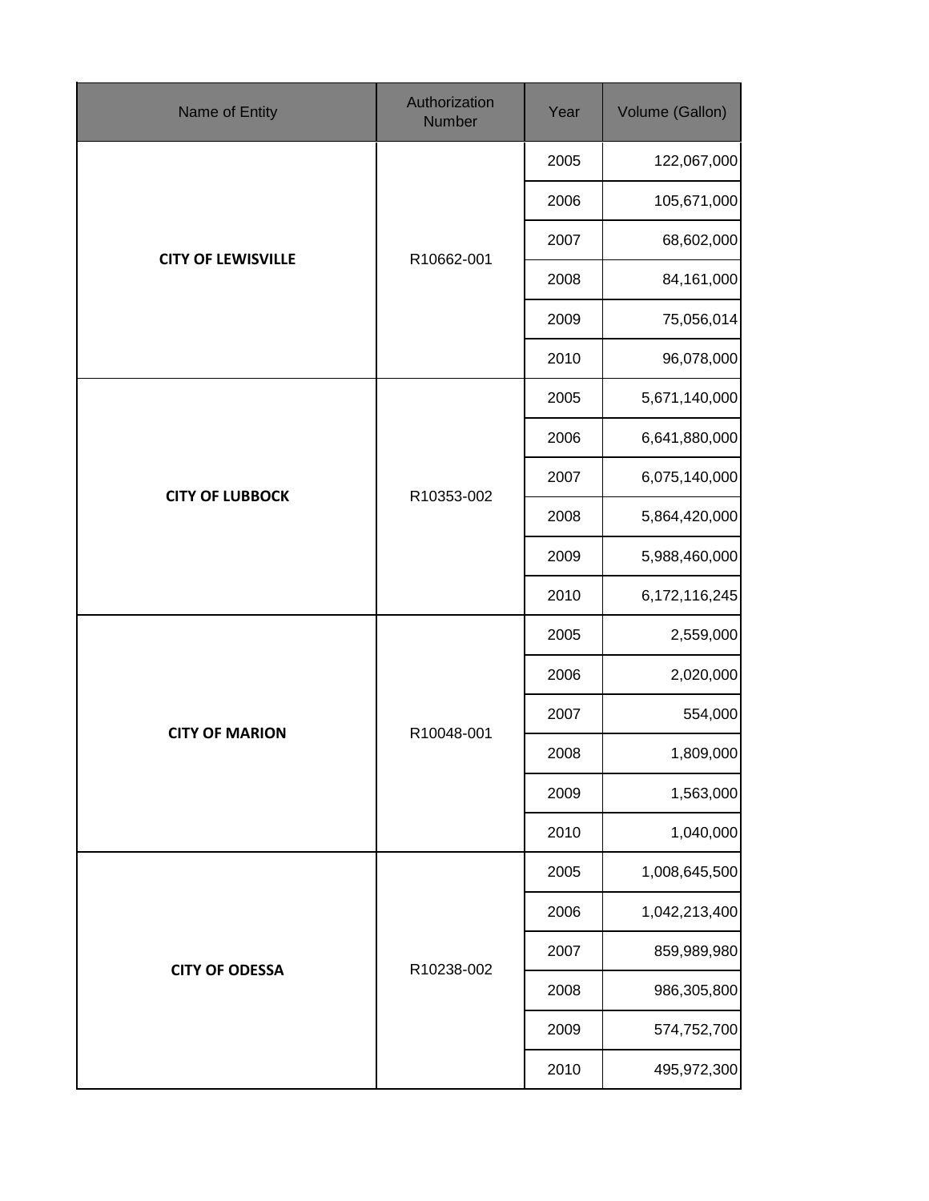| Name of Entity | Authorization Number | Year | Volume (Gallon) |
|---|---|---|---|
| **CITY OF LEWISVILLE** | R10662-001 | 2005 | 122,067,000 |
| | | 2006 | 105,671,000 |
| | | 2007 | 68,602,000 |
| | | 2008 | 84,161,000 |
| | | 2009 | 75,056,014 |
| | | 2010 | 96,078,000 |
| **CITY OF LUBBOCK** | R10353-002 | 2005 | 5,671,140,000 |
| | | 2006 | 6,641,880,000 |
| | | 2007 | 6,075,140,000 |
| | | 2008 | 5,864,420,000 |
| | | 2009 | 5,988,460,000 |
| | | 2010 | 6,172,116,245 |
| **CITY OF MARION** | R10048-001 | 2005 | 2,559,000 |
| | | 2006 | 2,020,000 |
| | | 2007 | 554,000 |
| | | 2008 | 1,809,000 |
| | | 2009 | 1,563,000 |
| | | 2010 | 1,040,000 |
| **CITY OF ODESSA** | R10238-002 | 2005 | 1,008,645,500 |
| | | 2006 | 1,042,213,400 |
| | | 2007 | 859,989,980 |
| | | 2008 | 986,305,800 |
| | | 2009 | 574,752,700 |
| | | 2010 | 495,972,300 |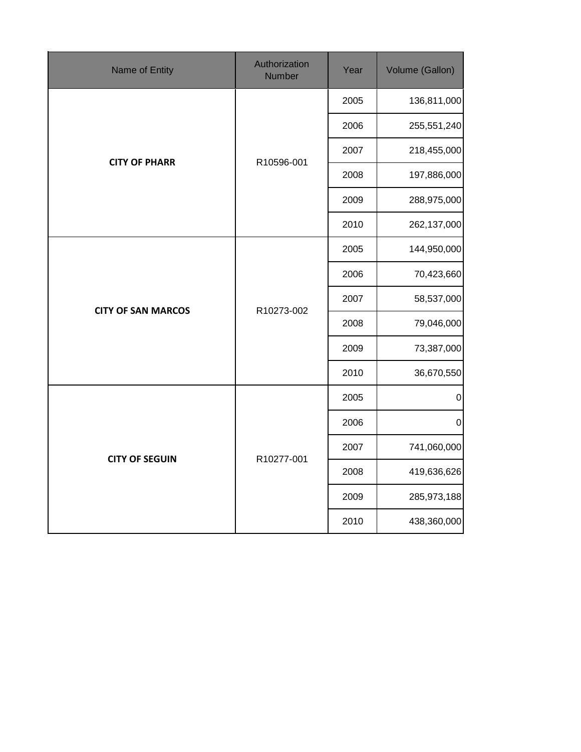| Name of Entity | Authorization Number | Year | Volume (Gallon) |
|---|---|---|---|
| **CITY OF PHARR** | R10596-001 | 2005 | 136,811,000 |
| | | 2006 | 255,551,240 |
| | | 2007 | 218,455,000 |
| | | 2008 | 197,886,000 |
| | | 2009 | 288,975,000 |
| | | 2010 | 262,137,000 |
| **CITY OF SAN MARCOS** | R10273-002 | 2005 | 144,950,000 |
| | | 2006 | 70,423,660 |
| | | 2007 | 58,537,000 |
| | | 2008 | 79,046,000 |
| | | 2009 | 73,387,000 |
| | | 2010 | 36,670,550 |
| **CITY OF SEGUIN** | R10277-001 | 2005 | 0 |
| | | 2006 | 0 |
| | | 2007 | 741,060,000 |
| | | 2008 | 419,636,626 |
| | | 2009 | 285,973,188 |
| | | 2010 | 438,360,000 |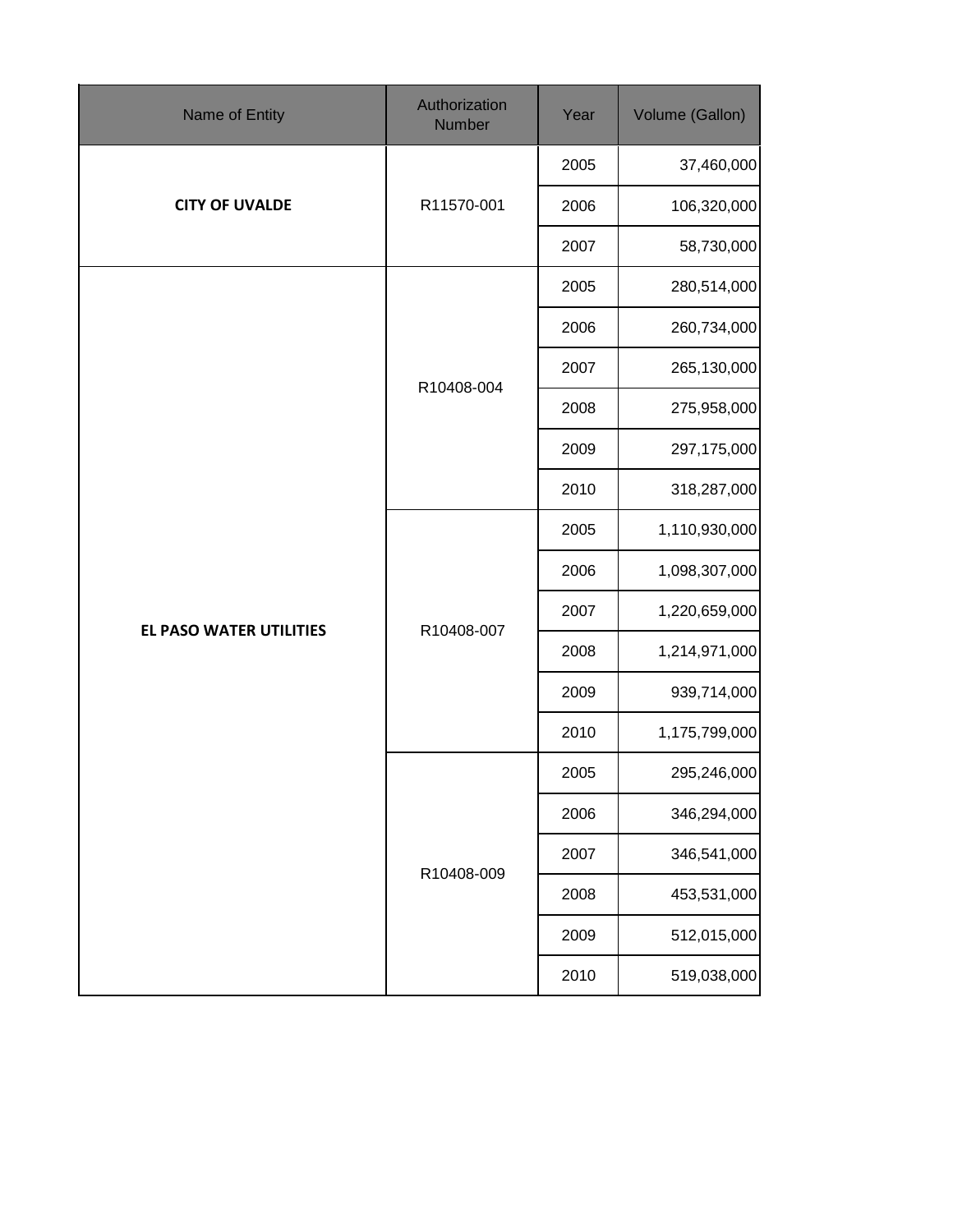| Name of Entity | Authorization Number | Year | Volume (Gallon) |
| --- | --- | --- | --- |
| **CITY OF UVALDE** | R11570-001 | 2005 | 37,460,000 |
| | | 2006 | 106,320,000 |
| | | 2007 | 58,730,000 |
| **EL PASO WATER UTILITIES** | R10408-004 | 2005 | 280,514,000 |
| | | 2006 | 260,734,000 |
| | | 2007 | 265,130,000 |
| | | 2008 | 275,958,000 |
| | | 2009 | 297,175,000 |
| | | 2010 | 318,287,000 |
| | R10408-007 | 2005 | 1,110,930,000 |
| | | 2006 | 1,098,307,000 |
| | | 2007 | 1,220,659,000 |
| | | 2008 | 1,214,971,000 |
| | | 2009 | 939,714,000 |
| | | 2010 | 1,175,799,000 |
| | R10408-009 | 2005 | 295,246,000 |
| | | 2006 | 346,294,000 |
| | | 2007 | 346,541,000 |
| | | 2008 | 453,531,000 |
| | | 2009 | 512,015,000 |
| | | 2010 | 519,038,000 |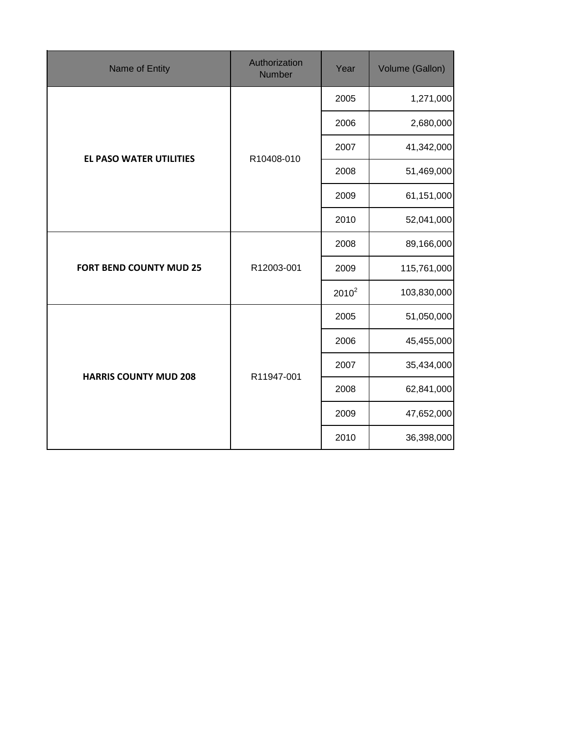| Name of Entity | Authorization Number | Year | Volume (Gallon) |
| --- | --- | --- | --- |
| **EL PASO WATER UTILITIES** | R10408-010 | 2005 | 1,271,000 |
| | | 2006 | 2,680,000 |
| | | 2007 | 41,342,000 |
| | | 2008 | 51,469,000 |
| | | 2009 | 61,151,000 |
| | | 2010 | 52,041,000 |
| **FORT BEND COUNTY MUD 25** | R12003-001 | 2008 | 89,166,000 |
| | | 2009 | 115,761,000 |
| | | 2010[2] | 103,830,000 |
| **HARRIS COUNTY MUD 208** | R11947-001 | 2005 | 51,050,000 |
| | | 2006 | 45,455,000 |
| | | 2007 | 35,434,000 |
| | | 2008 | 62,841,000 |
| | | 2009 | 47,652,000 |
| | | 2010 | 36,398,000 |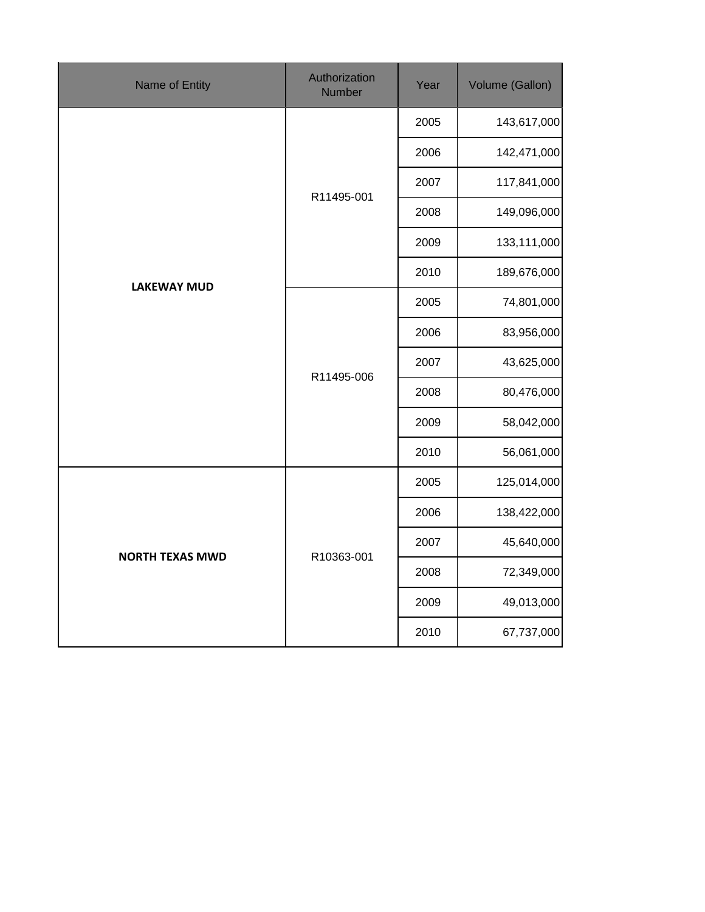| Name of Entity | Authorization Number | Year | Volume (Gallon) |
| --- | --- | --- | --- |
| **LAKEWAY MUD** | R11495-001 | 2005 | 143,617,000 |
| | | 2006 | 142,471,000 |
| | | 2007 | 117,841,000 |
| | | 2008 | 149,096,000 |
| | | 2009 | 133,111,000 |
| | | 2010 | 189,676,000 |
| | R11495-006 | 2005 | 74,801,000 |
| | | 2006 | 83,956,000 |
| | | 2007 | 43,625,000 |
| | | 2008 | 80,476,000 |
| | | 2009 | 58,042,000 |
| | | 2010 | 56,061,000 |
| **NORTH TEXAS MWD** | R10363-001 | 2005 | 125,014,000 |
| | | 2006 | 138,422,000 |
| | | 2007 | 45,640,000 |
| | | 2008 | 72,349,000 |
| | | 2009 | 49,013,000 |
| | | 2010 | 67,737,000 |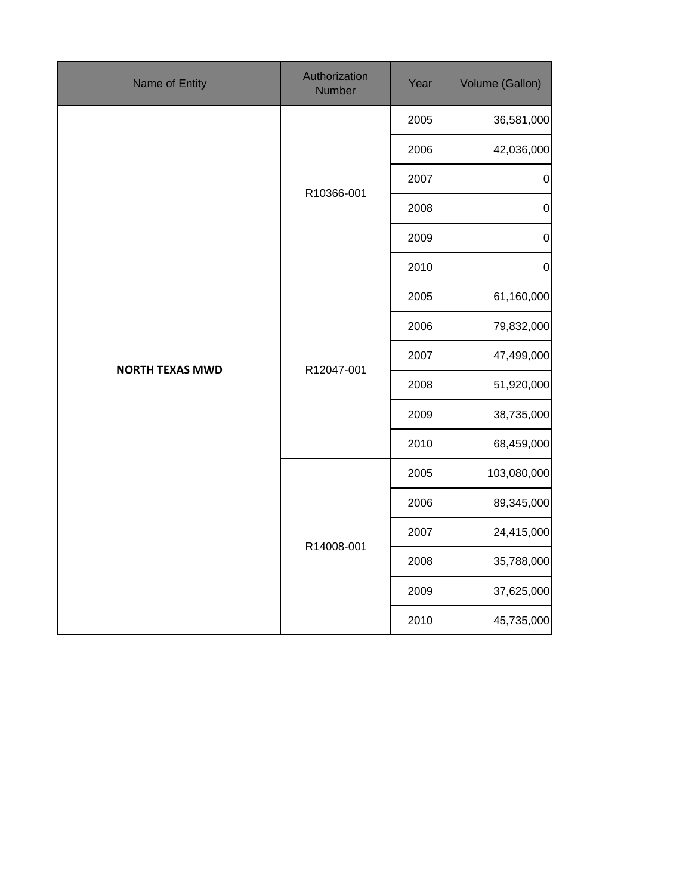| Name of Entity | Authorization Number | Year | Volume (Gallon) |
|---|---|---|---|
| **NORTH TEXAS MWD** | R10366-001 | 2005 | 36,581,000 |
| | | 2006 | 42,036,000 |
| | | 2007 | 0 |
| | | 2008 | 0 |
| | | 2009 | 0 |
| | | 2010 | 0 |
| | R12047-001 | 2005 | 61,160,000 |
| | | 2006 | 79,832,000 |
| | | 2007 | 47,499,000 |
| | | 2008 | 51,920,000 |
| | | 2009 | 38,735,000 |
| | | 2010 | 68,459,000 |
| | R14008-001 | 2005 | 103,080,000 |
| | | 2006 | 89,345,000 |
| | | 2007 | 24,415,000 |
| | | 2008 | 35,788,000 |
| | | 2009 | 37,625,000 |
| | | 2010 | 45,735,000 |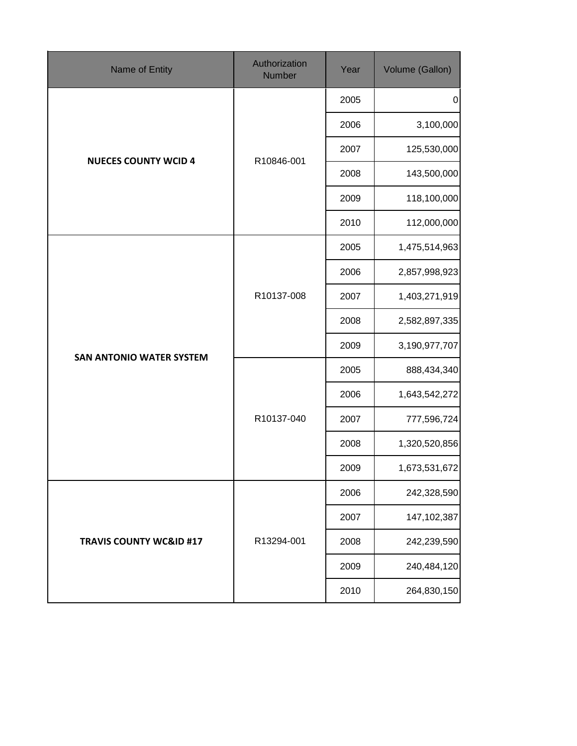| Name of Entity | Authorization Number | Year | Volume (Gallon) |
|---|---|---|---|
| **NUECES COUNTY WCID 4** | R10846-001 | 2005 | 0 |
| | | 2006 | 3,100,000 |
| | | 2007 | 125,530,000 |
| | | 2008 | 143,500,000 |
| | | 2009 | 118,100,000 |
| | | 2010 | 112,000,000 |
| **SAN ANTONIO WATER SYSTEM** | R10137-008 | 2005 | 1,475,514,963 |
| | | 2006 | 2,857,998,923 |
| | | 2007 | 1,403,271,919 |
| | | 2008 | 2,582,897,335 |
| | | 2009 | 3,190,977,707 |
| | R10137-040 | 2005 | 888,434,340 |
| | | 2006 | 1,643,542,272 |
| | | 2007 | 777,596,724 |
| | | 2008 | 1,320,520,856 |
| | | 2009 | 1,673,531,672 |
| **TRAVIS COUNTY WC&ID #17** | R13294-001 | 2006 | 242,328,590 |
| | | 2007 | 147,102,387 |
| | | 2008 | 242,239,590 |
| | | 2009 | 240,484,120 |
| | | 2010 | 264,830,150 |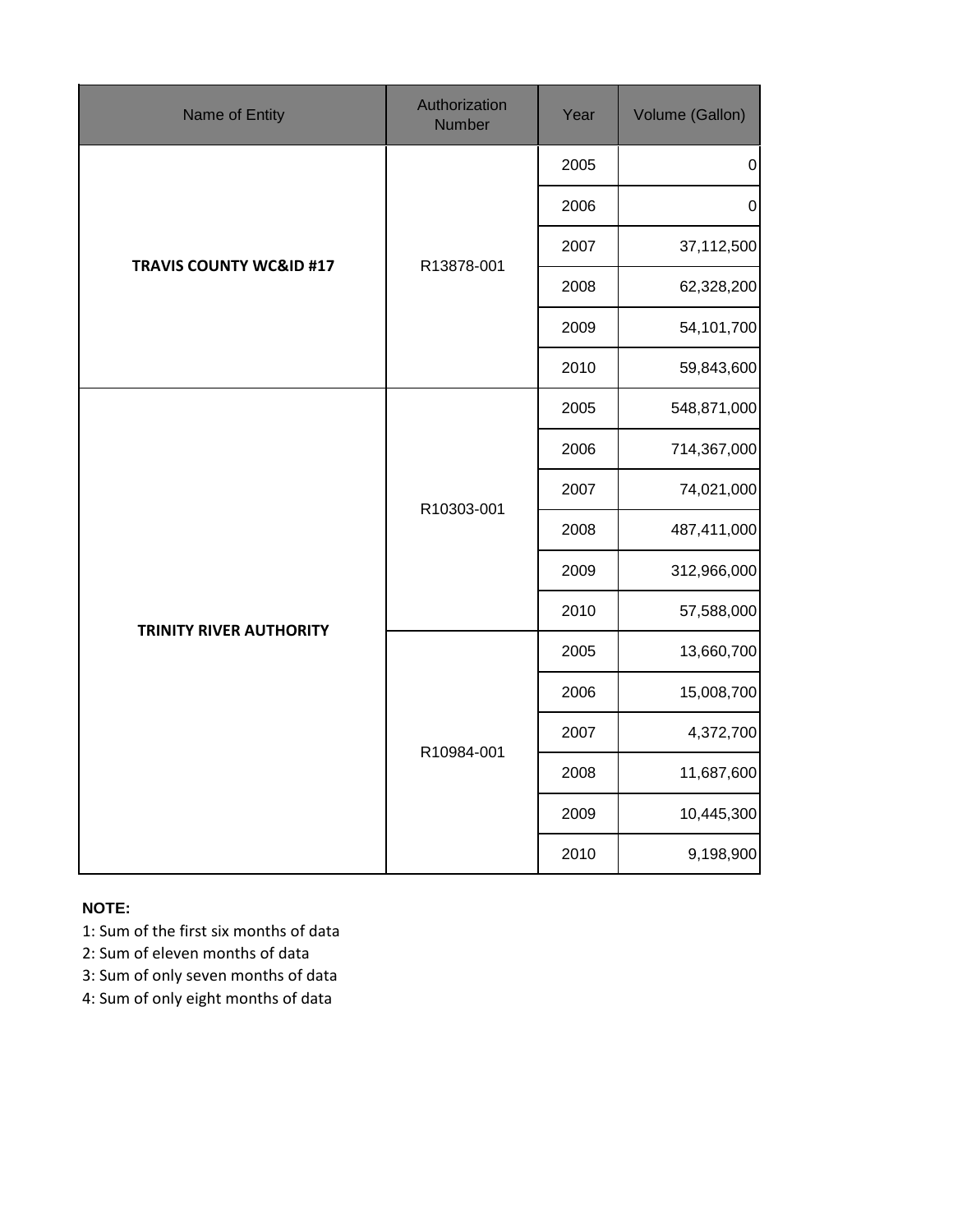| Name of Entity | Authorization Number | Year | Volume (Gallon) |
|---|---|---|---|
| **TRAVIS COUNTY WC&ID #17** | R13878-001 | 2005 | 0 |
| | | 2006 | 0 |
| | | 2007 | 37,112,500 |
| | | 2008 | 62,328,200 |
| | | 2009 | 54,101,700 |
| | | 2010 | 59,843,600 |
| **TRINITY RIVER AUTHORITY** | R10303-001 | 2005 | 548,871,000 |
| | | 2006 | 714,367,000 |
| | | 2007 | 74,021,000 |
| | | 2008 | 487,411,000 |
| | | 2009 | 312,966,000 |
| | | 2010 | 57,588,000 |
| | R10984-001 | 2005 | 13,660,700 |
| | | 2006 | 15,008,700 |
| | | 2007 | 4,372,700 |
| | | 2008 | 11,687,600 |
| | | 2009 | 10,445,300 |
| | | 2010 | 9,198,900 |

**NOTE:**

1: Sum of the first six months of data

2: Sum of eleven months of data

3: Sum of only seven months of data

4: Sum of only eight months of data